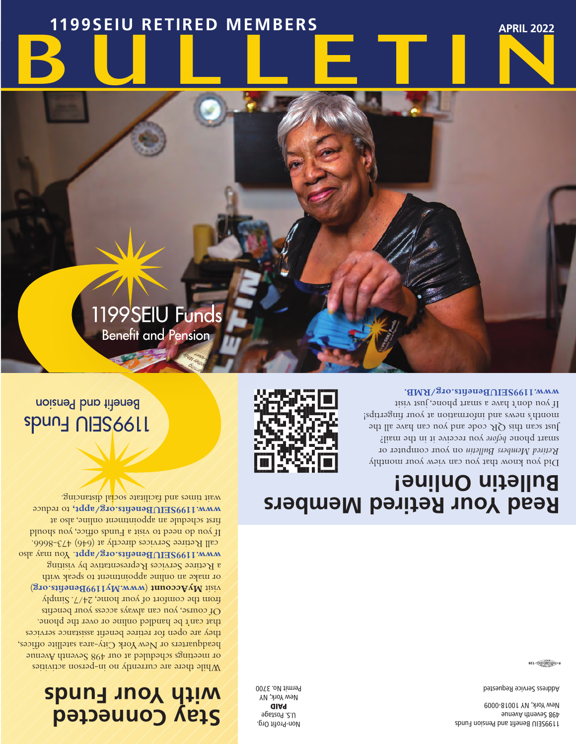# 1199SEIU RETIRED MEMBERS BULLETIN

APRIL 2022

1199SEIU Funds
Benefit and Pension

## Read Your Retired Members Bulletin Online!

Did you know that you can view your monthly *Retired Members Bulletin* on your computer or smart phone *before* you receive it in the mail?

Just scan this QR code and you can have all the month's news and information at your fingertips!

If you don't have a smart phone, just visit **www.1199SEIUBenefits.org/RMB**.

## Stay Connected with Your Funds

While there are currently no in-person activities or meetings scheduled at our 498 Seventh Avenue headquarters or New York City-area satellite offices, they are open for retiree benefit assistance services that can't be handled online or over the phone.

Of course, you can always access your benefits from the comfort of your home, 24/7. Simply visit **MyAccount** (**www.My1199Benefits.org**) or make an online appointment to speak with a Retiree Services Representative by visiting **www.1199SEIUBenefits.org/appt**. You may also call Retiree Services directly at (646) 473-8666.

If you do need to visit a Funds office, you should first schedule an appointment online, also at **www.1199SEIUBenefits.org/appt**, to reduce wait times and facilitate social distancing.

1199SEIU Funds
Benefit and Pension

1199SEIU Benefit and Pension Funds
498 Seventh Avenue
New York, NY 10018-0009

Address Service Requested

Non-Profit Org.
U.S. Postage
**PAID**
New York, NY
Permit No. 3700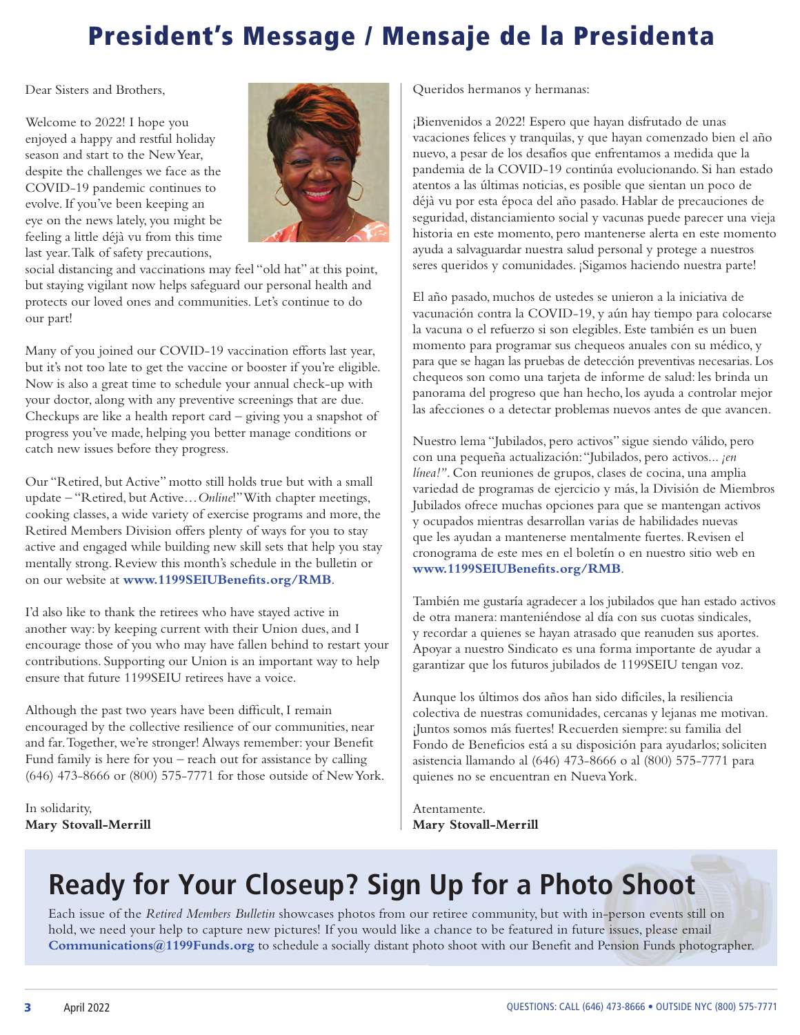# President's Message / Mensaje de la Presidenta

Dear Sisters and Brothers,

Welcome to 2022! I hope you enjoyed a happy and restful holiday season and start to the New Year, despite the challenges we face as the COVID-19 pandemic continues to evolve. If you've been keeping an eye on the news lately, you might be feeling a little déjà vu from this time last year. Talk of safety precautions, social distancing and vaccinations may feel "old hat" at this point, but staying vigilant now helps safeguard our personal health and protects our loved ones and communities. Let's continue to do our part!

Many of you joined our COVID-19 vaccination efforts last year, but it's not too late to get the vaccine or booster if you're eligible. Now is also a great time to schedule your annual check-up with your doctor, along with any preventive screenings that are due. Checkups are like a health report card – giving you a snapshot of progress you've made, helping you better manage conditions or catch new issues before they progress.

Our "Retired, but Active" motto still holds true but with a small update – "Retired, but Active…*Online*!" With chapter meetings, cooking classes, a wide variety of exercise programs and more, the Retired Members Division offers plenty of ways for you to stay active and engaged while building new skill sets that help you stay mentally strong. Review this month's schedule in the bulletin or on our website at **www.1199SEIUBenefits.org/RMB**.

I'd also like to thank the retirees who have stayed active in another way: by keeping current with their Union dues, and I encourage those of you who may have fallen behind to restart your contributions. Supporting our Union is an important way to help ensure that future 1199SEIU retirees have a voice.

Although the past two years have been difficult, I remain encouraged by the collective resilience of our communities, near and far. Together, we're stronger! Always remember: your Benefit Fund family is here for you – reach out for assistance by calling (646) 473-8666 or (800) 575-7771 for those outside of New York.

In solidarity,
**Mary Stovall-Merrill**

Queridos hermanos y hermanas:

¡Bienvenidos a 2022! Espero que hayan disfrutado de unas vacaciones felices y tranquilas, y que hayan comenzado bien el año nuevo, a pesar de los desafíos que enfrentamos a medida que la pandemia de la COVID-19 continúa evolucionando. Si han estado atentos a las últimas noticias, es posible que sientan un poco de déjà vu por esta época del año pasado. Hablar de precauciones de seguridad, distanciamiento social y vacunas puede parecer una vieja historia en este momento, pero mantenerse alerta en este momento ayuda a salvaguardar nuestra salud personal y protege a nuestros seres queridos y comunidades. ¡Sigamos haciendo nuestra parte!

El año pasado, muchos de ustedes se unieron a la iniciativa de vacunación contra la COVID-19, y aún hay tiempo para colocarse la vacuna o el refuerzo si son elegibles. Este también es un buen momento para programar sus chequeos anuales con su médico, y para que se hagan las pruebas de detección preventivas necesarias. Los chequeos son como una tarjeta de informe de salud: les brinda un panorama del progreso que han hecho, los ayuda a controlar mejor las afecciones o a detectar problemas nuevos antes de que avancen.

Nuestro lema "Jubilados, pero activos" sigue siendo válido, pero con una pequeña actualización: "Jubilados, pero activos... *¡en línea!"*. Con reuniones de grupos, clases de cocina, una amplia variedad de programas de ejercicio y más, la División de Miembros Jubilados ofrece muchas opciones para que se mantengan activos y ocupados mientras desarrollan varias de habilidades nuevas que les ayudan a mantenerse mentalmente fuertes. Revisen el cronograma de este mes en el boletín o en nuestro sitio web en **www.1199SEIUBenefits.org/RMB**.

También me gustaría agradecer a los jubilados que han estado activos de otra manera: manteniéndose al día con sus cuotas sindicales, y recordar a quienes se hayan atrasado que reanuden sus aportes. Apoyar a nuestro Sindicato es una forma importante de ayudar a garantizar que los futuros jubilados de 1199SEIU tengan voz.

Aunque los últimos dos años han sido difíciles, la resiliencia colectiva de nuestras comunidades, cercanas y lejanas me motivan. ¡Juntos somos más fuertes! Recuerden siempre: su familia del Fondo de Beneficios está a su disposición para ayudarlos; soliciten asistencia llamando al (646) 473-8666 o al (800) 575-7771 para quienes no se encuentran en Nueva York.

Atentamente.
**Mary Stovall-Merrill**

# Ready for Your Closeup? Sign Up for a Photo Shoot

Each issue of the *Retired Members Bulletin* showcases photos from our retiree community, but with in-person events still on hold, we need your help to capture new pictures! If you would like a chance to be featured in future issues, please email **Communications@1199Funds.org** to schedule a socially distant photo shoot with our Benefit and Pension Funds photographer.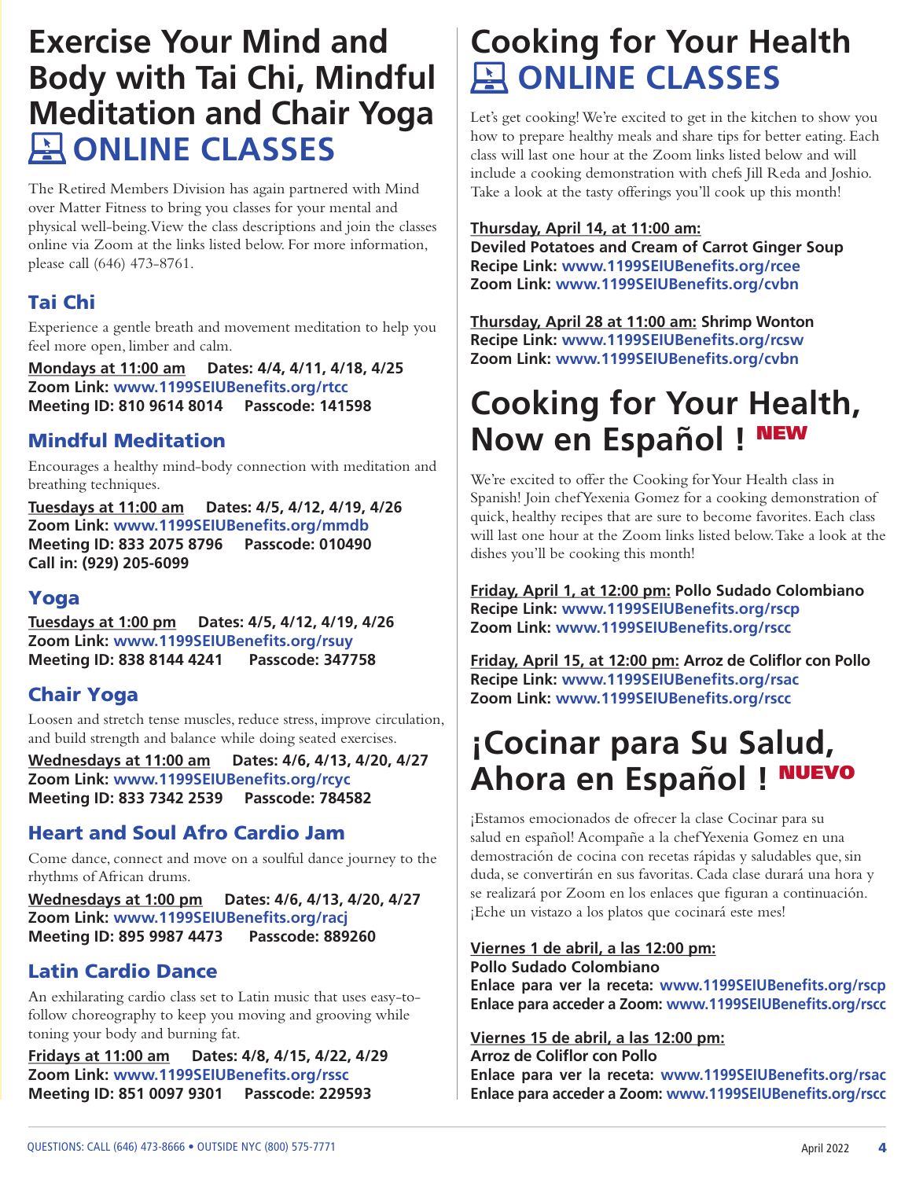# Exercise Your Mind and Body with Tai Chi, Mindful Meditation and Chair Yoga ONLINE CLASSES

The Retired Members Division has again partnered with Mind over Matter Fitness to bring you classes for your mental and physical well-being. View the class descriptions and join the classes online via Zoom at the links listed below. For more information, please call (646) 473-8761.

## Tai Chi

Experience a gentle breath and movement meditation to help you feel more open, limber and calm.

**Mondays at 11:00 am** **Dates: 4/4, 4/11, 4/18, 4/25**
**Zoom Link: www.1199SEIUBenefits.org/rtcc**
**Meeting ID: 810 9614 8014** **Passcode: 141598**

## Mindful Meditation

Encourages a healthy mind-body connection with meditation and breathing techniques.

**Tuesdays at 11:00 am** **Dates: 4/5, 4/12, 4/19, 4/26**
**Zoom Link: www.1199SEIUBenefits.org/mmdb**
**Meeting ID: 833 2075 8796** **Passcode: 010490**
**Call in: (929) 205-6099**

## Yoga

**Tuesdays at 1:00 pm** **Dates: 4/5, 4/12, 4/19, 4/26**
**Zoom Link: www.1199SEIUBenefits.org/rsuy**
**Meeting ID: 838 8144 4241** **Passcode: 347758**

## Chair Yoga

Loosen and stretch tense muscles, reduce stress, improve circulation, and build strength and balance while doing seated exercises.

**Wednesdays at 11:00 am** **Dates: 4/6, 4/13, 4/20, 4/27**
**Zoom Link: www.1199SEIUBenefits.org/rcyc**
**Meeting ID: 833 7342 2539** **Passcode: 784582**

## Heart and Soul Afro Cardio Jam

Come dance, connect and move on a soulful dance journey to the rhythms of African drums.

**Wednesdays at 1:00 pm** **Dates: 4/6, 4/13, 4/20, 4/27**
**Zoom Link: www.1199SEIUBenefits.org/racj**
**Meeting ID: 895 9987 4473** **Passcode: 889260**

## Latin Cardio Dance

An exhilarating cardio class set to Latin music that uses easy-to-follow choreography to keep you moving and grooving while toning your body and burning fat.

**Fridays at 11:00 am** **Dates: 4/8, 4/15, 4/22, 4/29**
**Zoom Link: www.1199SEIUBenefits.org/rssc**
**Meeting ID: 851 0097 9301** **Passcode: 229593**

# Cooking for Your Health ONLINE CLASSES

Let's get cooking! We're excited to get in the kitchen to show you how to prepare healthy meals and share tips for better eating. Each class will last one hour at the Zoom links listed below and will include a cooking demonstration with chefs Jill Reda and Joshio. Take a look at the tasty offerings you'll cook up this month!

**Thursday, April 14, at 11:00 am:**
**Deviled Potatoes and Cream of Carrot Ginger Soup**
**Recipe Link: www.1199SEIUBenefits.org/rcee**
**Zoom Link: www.1199SEIUBenefits.org/cvbn**

**Thursday, April 28 at 11:00 am: Shrimp Wonton**
**Recipe Link: www.1199SEIUBenefits.org/rcsw**
**Zoom Link: www.1199SEIUBenefits.org/cvbn**

# Cooking for Your Health, Now en Español ! NEW

We're excited to offer the Cooking for Your Health class in Spanish! Join chef Yexenia Gomez for a cooking demonstration of quick, healthy recipes that are sure to become favorites. Each class will last one hour at the Zoom links listed below. Take a look at the dishes you'll be cooking this month!

**Friday, April 1, at 12:00 pm: Pollo Sudado Colombiano**
**Recipe Link: www.1199SEIUBenefits.org/rscp**
**Zoom Link: www.1199SEIUBenefits.org/rscc**

**Friday, April 15, at 12:00 pm: Arroz de Coliflor con Pollo**
**Recipe Link: www.1199SEIUBenefits.org/rsac**
**Zoom Link: www.1199SEIUBenefits.org/rscc**

# ¡Cocinar para Su Salud, Ahora en Español ! NUEVO

¡Estamos emocionados de ofrecer la clase Cocinar para su salud en español! Acompañe a la chef Yexenia Gomez en una demostración de cocina con recetas rápidas y saludables que, sin duda, se convertirán en sus favoritas. Cada clase durará una hora y se realizará por Zoom en los enlaces que figuran a continuación. ¡Eche un vistazo a los platos que cocinará este mes!

**Viernes 1 de abril, a las 12:00 pm:**
**Pollo Sudado Colombiano**
**Enlace para ver la receta: www.1199SEIUBenefits.org/rscp**
**Enlace para acceder a Zoom: www.1199SEIUBenefits.org/rscc**

**Viernes 15 de abril, a las 12:00 pm:**
**Arroz de Coliflor con Pollo**
**Enlace para ver la receta: www.1199SEIUBenefits.org/rsac**
**Enlace para acceder a Zoom: www.1199SEIUBenefits.org/rscc**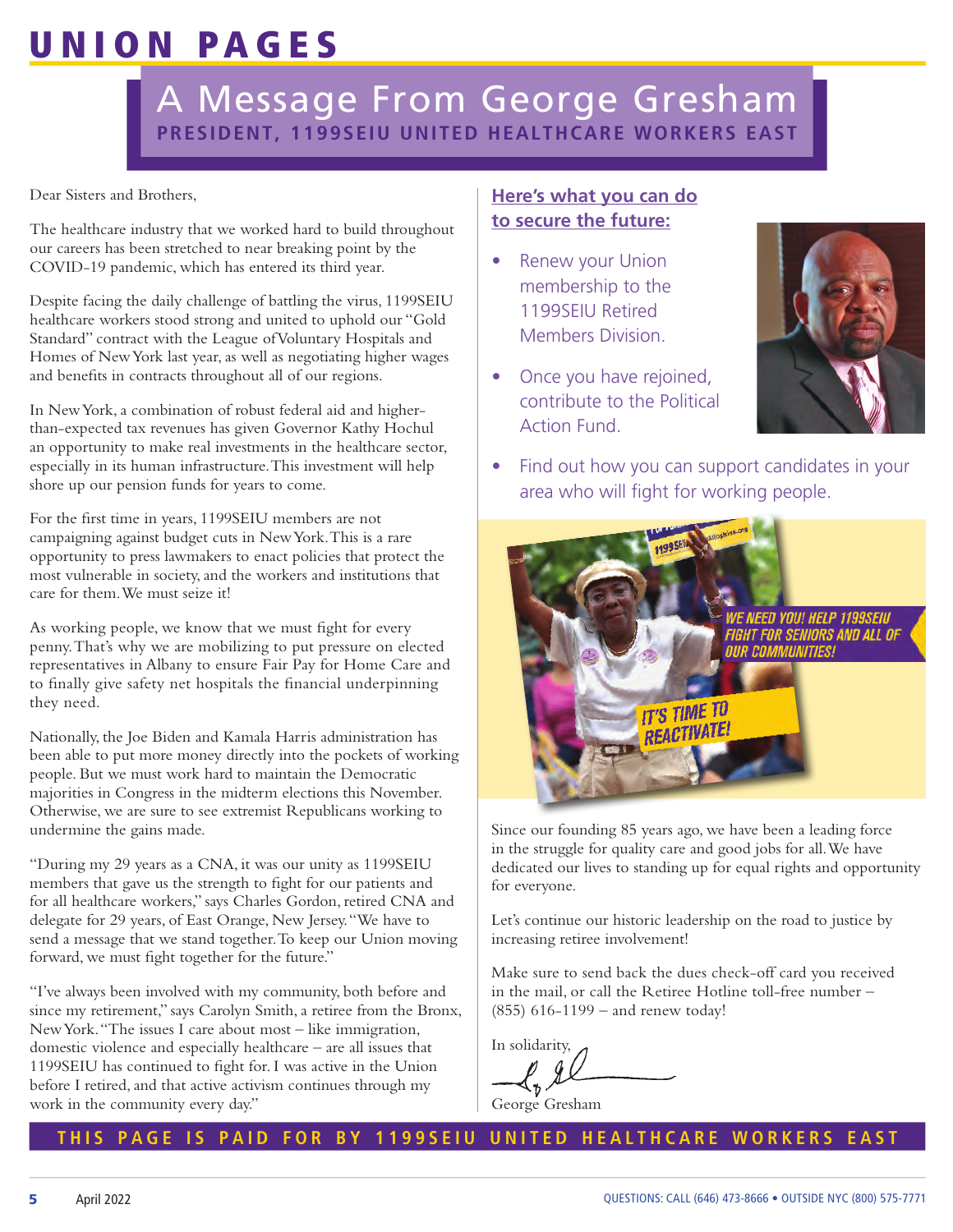# UNION PAGES

## A Message From George Gresham

**PRESIDENT, 1199SEIU UNITED HEALTHCARE WORKERS EAST**

Dear Sisters and Brothers,

The healthcare industry that we worked hard to build throughout our careers has been stretched to near breaking point by the COVID-19 pandemic, which has entered its third year.

Despite facing the daily challenge of battling the virus, 1199SEIU healthcare workers stood strong and united to uphold our "Gold Standard" contract with the League of Voluntary Hospitals and Homes of New York last year, as well as negotiating higher wages and benefits in contracts throughout all of our regions.

In New York, a combination of robust federal aid and higher-than-expected tax revenues has given Governor Kathy Hochul an opportunity to make real investments in the healthcare sector, especially in its human infrastructure. This investment will help shore up our pension funds for years to come.

For the first time in years, 1199SEIU members are not campaigning against budget cuts in New York. This is a rare opportunity to press lawmakers to enact policies that protect the most vulnerable in society, and the workers and institutions that care for them. We must seize it!

As working people, we know that we must fight for every penny. That's why we are mobilizing to put pressure on elected representatives in Albany to ensure Fair Pay for Home Care and to finally give safety net hospitals the financial underpinning they need.

Nationally, the Joe Biden and Kamala Harris administration has been able to put more money directly into the pockets of working people. But we must work hard to maintain the Democratic majorities in Congress in the midterm elections this November. Otherwise, we are sure to see extremist Republicans working to undermine the gains made.

"During my 29 years as a CNA, it was our unity as 1199SEIU members that gave us the strength to fight for our patients and for all healthcare workers," says Charles Gordon, retired CNA and delegate for 29 years, of East Orange, New Jersey. "We have to send a message that we stand together. To keep our Union moving forward, we must fight together for the future."

"I've always been involved with my community, both before and since my retirement," says Carolyn Smith, a retiree from the Bronx, New York. "The issues I care about most – like immigration, domestic violence and especially healthcare – are all issues that 1199SEIU has continued to fight for. I was active in the Union before I retired, and that active activism continues through my work in the community every day."

### Here's what you can do to secure the future:

- Renew your Union membership to the 1199SEIU Retired Members Division.
- Once you have rejoined, contribute to the Political Action Fund.
- Find out how you can support candidates in your area who will fight for working people.

WE NEED YOU! HELP 1199SEIU FIGHT FOR SENIORS AND ALL OF OUR COMMUNITIES!

IT'S TIME TO REACTIVATE!

Since our founding 85 years ago, we have been a leading force in the struggle for quality care and good jobs for all. We have dedicated our lives to standing up for equal rights and opportunity for everyone.

Let's continue our historic leadership on the road to justice by increasing retiree involvement!

Make sure to send back the dues check-off card you received in the mail, or call the Retiree Hotline toll-free number – (855) 616-1199 – and renew today!

In solidarity,

George Gresham

**THIS PAGE IS PAID FOR BY 1199SEIU UNITED HEALTHCARE WORKERS EAST**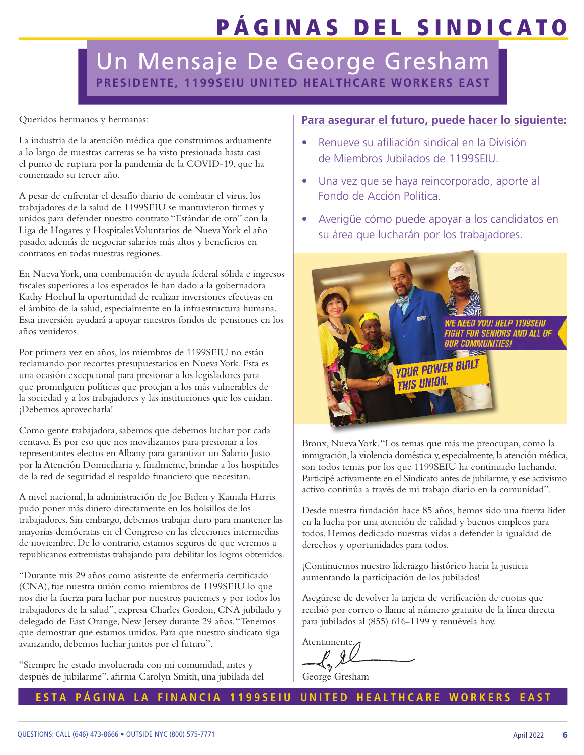# PÁGINAS DEL SINDICATO

## Un Mensaje De George Gresham

**PRESIDENTE, 1199SEIU UNITED HEALTHCARE WORKERS EAST**

Queridos hermanos y hermanas:

La industria de la atención médica que construimos arduamente a lo largo de nuestras carreras se ha visto presionada hasta casi el punto de ruptura por la pandemia de la COVID-19, que ha comenzado su tercer año.

A pesar de enfrentar el desafío diario de combatir el virus, los trabajadores de la salud de 1199SEIU se mantuvieron firmes y unidos para defender nuestro contrato "Estándar de oro" con la Liga de Hogares y Hospitales Voluntarios de Nueva York el año pasado, además de negociar salarios más altos y beneficios en contratos en todas nuestras regiones.

En Nueva York, una combinación de ayuda federal sólida e ingresos fiscales superiores a los esperados le han dado a la gobernadora Kathy Hochul la oportunidad de realizar inversiones efectivas en el ámbito de la salud, especialmente en la infraestructura humana. Esta inversión ayudará a apoyar nuestros fondos de pensiones en los años venideros.

Por primera vez en años, los miembros de 1199SEIU no están reclamando por recortes presupuestarios en Nueva York. Esta es una ocasión excepcional para presionar a los legisladores para que promulguen políticas que protejan a los más vulnerables de la sociedad y a los trabajadores y las instituciones que los cuidan. ¡Debemos aprovecharla!

Como gente trabajadora, sabemos que debemos luchar por cada centavo. Es por eso que nos movilizamos para presionar a los representantes electos en Albany para garantizar un Salario Justo por la Atención Domiciliaria y, finalmente, brindar a los hospitales de la red de seguridad el respaldo financiero que necesitan.

A nivel nacional, la administración de Joe Biden y Kamala Harris pudo poner más dinero directamente en los bolsillos de los trabajadores. Sin embargo, debemos trabajar duro para mantener las mayorías demócratas en el Congreso en las elecciones intermedias de noviembre. De lo contrario, estamos seguros de que veremos a republicanos extremistas trabajando para debilitar los logros obtenidos.

"Durante mis 29 años como asistente de enfermería certificado (CNA), fue nuestra unión como miembros de 1199SEIU lo que nos dio la fuerza para luchar por nuestros pacientes y por todos los trabajadores de la salud", expresa Charles Gordon, CNA jubilado y delegado de East Orange, New Jersey durante 29 años. "Tenemos que demostrar que estamos unidos. Para que nuestro sindicato siga avanzando, debemos luchar juntos por el futuro".

"Siempre he estado involucrada con mi comunidad, antes y después de jubilarme", afirma Carolyn Smith, una jubilada del Bronx, Nueva York. "Los temas que más me preocupan, como la inmigración, la violencia doméstica y, especialmente, la atención médica, son todos temas por los que 1199SEIU ha continuado luchando. Participé activamente en el Sindicato antes de jubilarme, y ese activismo activo continúa a través de mi trabajo diario en la comunidad".

Desde nuestra fundación hace 85 años, hemos sido una fuerza líder en la lucha por una atención de calidad y buenos empleos para todos. Hemos dedicado nuestras vidas a defender la igualdad de derechos y oportunidades para todos.

¡Continuemos nuestro liderazgo histórico hacia la justicia aumentando la participación de los jubilados!

Asegúrese de devolver la tarjeta de verificación de cuotas que recibió por correo o llame al número gratuito de la línea directa para jubilados al (855) 616-1199 y renuévela hoy.

Atentamente,

George Gresham

### Para asegurar el futuro, puede hacer lo siguiente:

- Renueve su afiliación sindical en la División de Miembros Jubilados de 1199SEIU.
- Una vez que se haya reincorporado, aporte al Fondo de Acción Política.
- Averigüe cómo puede apoyar a los candidatos en su área que lucharán por los trabajadores.

WE NEED YOU! HELP 1199SEIU FIGHT FOR SENIORS AND ALL OF OUR COMMUNITIES!

YOUR POWER BUILT THIS UNION.

**ESTA PÁGINA LA FINANCIA 1199SEIU UNITED HEALTHCARE WORKERS EAST**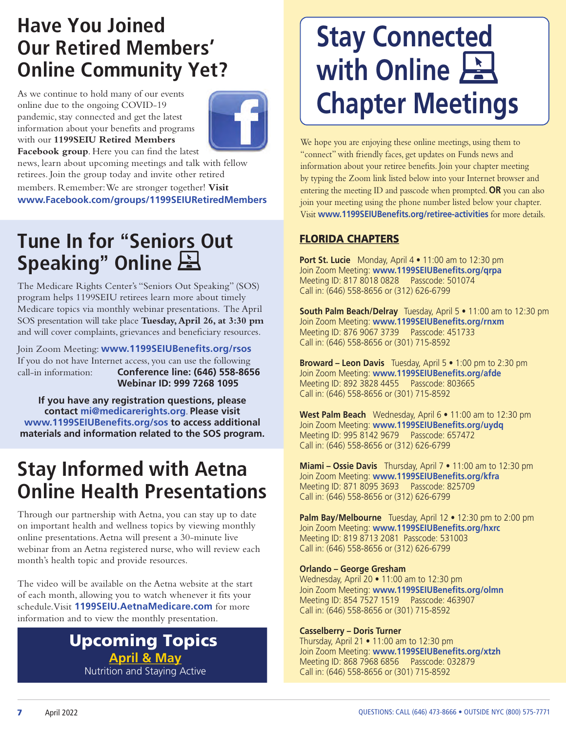# Have You Joined Our Retired Members' Online Community Yet?

As we continue to hold many of our events online due to the ongoing COVID-19 pandemic, stay connected and get the latest information about your benefits and programs with our **1199SEIU Retired Members Facebook group**. Here you can find the latest news, learn about upcoming meetings and talk with fellow retirees. Join the group today and invite other retired members. Remember: We are stronger together! **Visit www.Facebook.com/groups/1199SEIURetiredMembers**

# Tune In for "Seniors Out Speaking" Online

The Medicare Rights Center's "Seniors Out Speaking" (SOS) program helps 1199SEIU retirees learn more about timely Medicare topics via monthly webinar presentations. The April SOS presentation will take place **Tuesday, April 26, at 3:30 pm** and will cover complaints, grievances and beneficiary resources.

Join Zoom Meeting: **www.1199SEIUBenefits.org/rsos**
If you do not have Internet access, you can use the following call-in information: **Conference line: (646) 558-8656**
**Webinar ID: 999 7268 1095**

**If you have any registration questions, please contact mi@medicarerights.org. Please visit www.1199SEIUBenefits.org/sos to access additional materials and information related to the SOS program.**

# Stay Informed with Aetna Online Health Presentations

Through our partnership with Aetna, you can stay up to date on important health and wellness topics by viewing monthly online presentations. Aetna will present a 30-minute live webinar from an Aetna registered nurse, who will review each month's health topic and provide resources.

The video will be available on the Aetna website at the start of each month, allowing you to watch whenever it fits your schedule. Visit **1199SEIU.AetnaMedicare.com** for more information and to view the monthly presentation.

## Upcoming Topics

**April & May**
Nutrition and Staying Active

# Stay Connected with Online Chapter Meetings

We hope you are enjoying these online meetings, using them to "connect" with friendly faces, get updates on Funds news and information about your retiree benefits. Join your chapter meeting by typing the Zoom link listed below into your Internet browser and entering the meeting ID and passcode when prompted. **OR** you can also join your meeting using the phone number listed below your chapter. Visit **www.1199SEIUBenefits.org/retiree-activities** for more details.

## FLORIDA CHAPTERS

**Port St. Lucie** Monday, April 4 • 11:00 am to 12:30 pm
Join Zoom Meeting: **www.1199SEIUBenefits.org/qrpa**
Meeting ID: 817 8018 0828 Passcode: 501074
Call in: (646) 558-8656 or (312) 626-6799

**South Palm Beach/Delray** Tuesday, April 5 • 11:00 am to 12:30 pm
Join Zoom Meeting: **www.1199SEIUBenefits.org/rnxm**
Meeting ID: 876 9067 3739 Passcode: 451733
Call in: (646) 558-8656 or (301) 715-8592

**Broward – Leon Davis** Tuesday, April 5 • 1:00 pm to 2:30 pm
Join Zoom Meeting: **www.1199SEIUBenefits.org/afde**
Meeting ID: 892 3828 4455 Passcode: 803665
Call in: (646) 558-8656 or (301) 715-8592

**West Palm Beach** Wednesday, April 6 • 11:00 am to 12:30 pm
Join Zoom Meeting: **www.1199SEIUBenefits.org/uydq**
Meeting ID: 995 8142 9679 Passcode: 657472
Call in: (646) 558-8656 or (312) 626-6799

**Miami – Ossie Davis** Thursday, April 7 • 11:00 am to 12:30 pm
Join Zoom Meeting: **www.1199SEIUBenefits.org/kfra**
Meeting ID: 871 8095 3693 Passcode: 825709
Call in: (646) 558-8656 or (312) 626-6799

**Palm Bay/Melbourne** Tuesday, April 12 • 12:30 pm to 2:00 pm
Join Zoom Meeting: **www.1199SEIUBenefits.org/hxrc**
Meeting ID: 819 8713 2081 Passcode: 531003
Call in: (646) 558-8656 or (312) 626-6799

**Orlando – George Gresham**
Wednesday, April 20 • 11:00 am to 12:30 pm
Join Zoom Meeting: **www.1199SEIUBenefits.org/olmn**
Meeting ID: 854 7527 1519 Passcode: 463907
Call in: (646) 558-8656 or (301) 715-8592

**Casselberry – Doris Turner**
Thursday, April 21 • 11:00 am to 12:30 pm
Join Zoom Meeting: **www.1199SEIUBenefits.org/xtzh**
Meeting ID: 868 7968 6856 Passcode: 032879
Call in: (646) 558-8656 or (301) 715-8592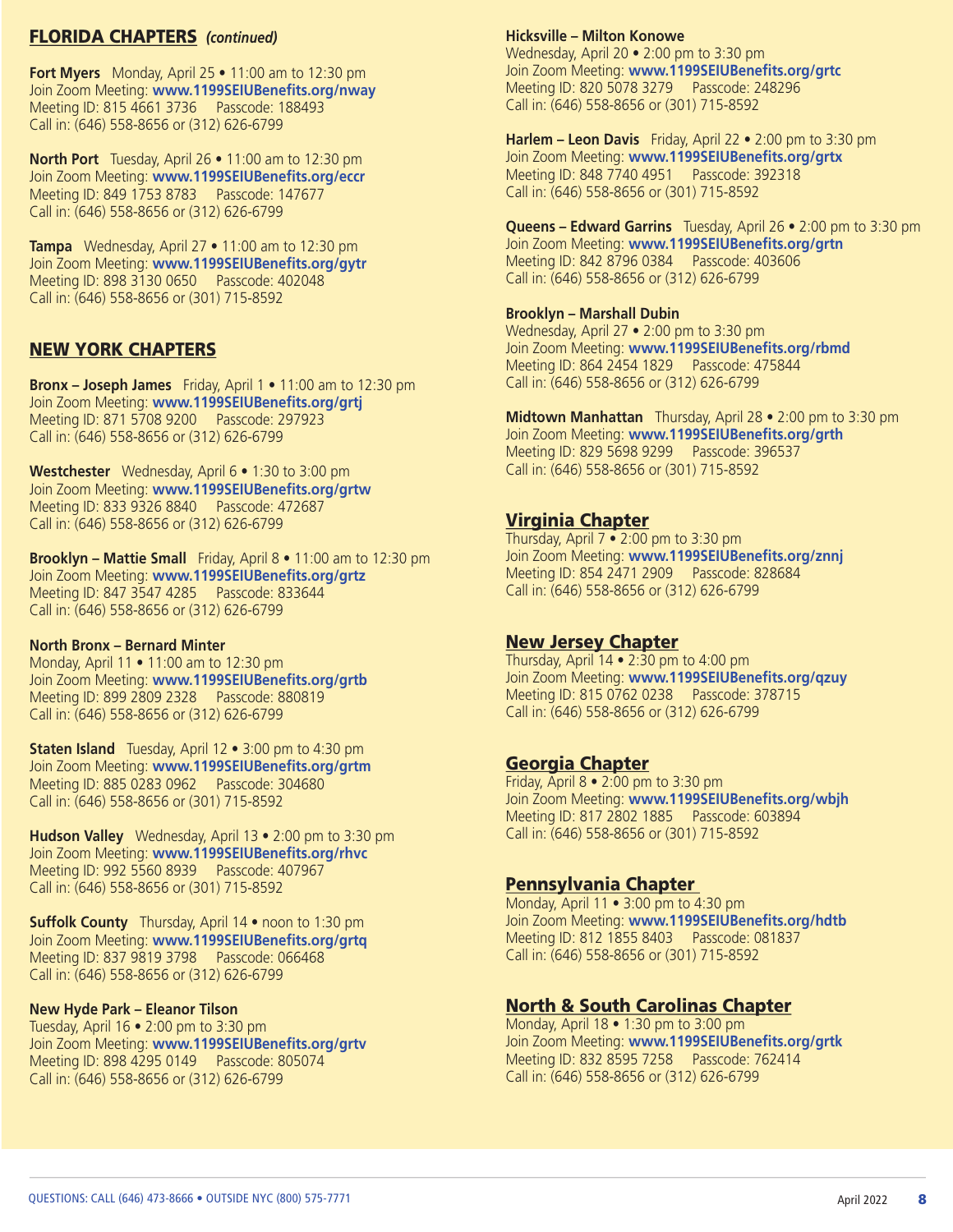## FLORIDA CHAPTERS *(continued)*

**Fort Myers** Monday, April 25 • 11:00 am to 12:30 pm
Join Zoom Meeting: **www.1199SEIUBenefits.org/nway**
Meeting ID: 815 4661 3736 Passcode: 188493
Call in: (646) 558-8656 or (312) 626-6799

**North Port** Tuesday, April 26 • 11:00 am to 12:30 pm
Join Zoom Meeting: **www.1199SEIUBenefits.org/eccr**
Meeting ID: 849 1753 8783 Passcode: 147677
Call in: (646) 558-8656 or (312) 626-6799

**Tampa** Wednesday, April 27 • 11:00 am to 12:30 pm
Join Zoom Meeting: **www.1199SEIUBenefits.org/gytr**
Meeting ID: 898 3130 0650 Passcode: 402048
Call in: (646) 558-8656 or (301) 715-8592

## NEW YORK CHAPTERS

**Bronx – Joseph James** Friday, April 1 • 11:00 am to 12:30 pm
Join Zoom Meeting: **www.1199SEIUBenefits.org/grtj**
Meeting ID: 871 5708 9200 Passcode: 297923
Call in: (646) 558-8656 or (312) 626-6799

**Westchester** Wednesday, April 6 • 1:30 to 3:00 pm
Join Zoom Meeting: **www.1199SEIUBenefits.org/grtw**
Meeting ID: 833 9326 8840 Passcode: 472687
Call in: (646) 558-8656 or (312) 626-6799

**Brooklyn – Mattie Small** Friday, April 8 • 11:00 am to 12:30 pm
Join Zoom Meeting: **www.1199SEIUBenefits.org/grtz**
Meeting ID: 847 3547 4285 Passcode: 833644
Call in: (646) 558-8656 or (312) 626-6799

**North Bronx – Bernard Minter**
Monday, April 11 • 11:00 am to 12:30 pm
Join Zoom Meeting: **www.1199SEIUBenefits.org/grtb**
Meeting ID: 899 2809 2328 Passcode: 880819
Call in: (646) 558-8656 or (312) 626-6799

**Staten Island** Tuesday, April 12 • 3:00 pm to 4:30 pm
Join Zoom Meeting: **www.1199SEIUBenefits.org/grtm**
Meeting ID: 885 0283 0962 Passcode: 304680
Call in: (646) 558-8656 or (301) 715-8592

**Hudson Valley** Wednesday, April 13 • 2:00 pm to 3:30 pm
Join Zoom Meeting: **www.1199SEIUBenefits.org/rhvc**
Meeting ID: 992 5560 8939 Passcode: 407967
Call in: (646) 558-8656 or (301) 715-8592

**Suffolk County** Thursday, April 14 • noon to 1:30 pm
Join Zoom Meeting: **www.1199SEIUBenefits.org/grtq**
Meeting ID: 837 9819 3798 Passcode: 066468
Call in: (646) 558-8656 or (312) 626-6799

**New Hyde Park – Eleanor Tilson**
Tuesday, April 16 • 2:00 pm to 3:30 pm
Join Zoom Meeting: **www.1199SEIUBenefits.org/grtv**
Meeting ID: 898 4295 0149 Passcode: 805074
Call in: (646) 558-8656 or (312) 626-6799

**Hicksville – Milton Konowe**
Wednesday, April 20 • 2:00 pm to 3:30 pm
Join Zoom Meeting: **www.1199SEIUBenefits.org/grtc**
Meeting ID: 820 5078 3279 Passcode: 248296
Call in: (646) 558-8656 or (301) 715-8592

**Harlem – Leon Davis** Friday, April 22 • 2:00 pm to 3:30 pm
Join Zoom Meeting: **www.1199SEIUBenefits.org/grtx**
Meeting ID: 848 7740 4951 Passcode: 392318
Call in: (646) 558-8656 or (301) 715-8592

**Queens – Edward Garrins** Tuesday, April 26 • 2:00 pm to 3:30 pm
Join Zoom Meeting: **www.1199SEIUBenefits.org/grtn**
Meeting ID: 842 8796 0384 Passcode: 403606
Call in: (646) 558-8656 or (312) 626-6799

**Brooklyn – Marshall Dubin**
Wednesday, April 27 • 2:00 pm to 3:30 pm
Join Zoom Meeting: **www.1199SEIUBenefits.org/rbmd**
Meeting ID: 864 2454 1829 Passcode: 475844
Call in: (646) 558-8656 or (312) 626-6799

**Midtown Manhattan** Thursday, April 28 • 2:00 pm to 3:30 pm
Join Zoom Meeting: **www.1199SEIUBenefits.org/grth**
Meeting ID: 829 5698 9299 Passcode: 396537
Call in: (646) 558-8656 or (301) 715-8592

## Virginia Chapter

Thursday, April 7 • 2:00 pm to 3:30 pm
Join Zoom Meeting: **www.1199SEIUBenefits.org/znnj**
Meeting ID: 854 2471 2909 Passcode: 828684
Call in: (646) 558-8656 or (312) 626-6799

## New Jersey Chapter

Thursday, April 14 • 2:30 pm to 4:00 pm
Join Zoom Meeting: **www.1199SEIUBenefits.org/qzuy**
Meeting ID: 815 0762 0238 Passcode: 378715
Call in: (646) 558-8656 or (312) 626-6799

## Georgia Chapter

Friday, April 8 • 2:00 pm to 3:30 pm
Join Zoom Meeting: **www.1199SEIUBenefits.org/wbjh**
Meeting ID: 817 2802 1885 Passcode: 603894
Call in: (646) 558-8656 or (301) 715-8592

## Pennsylvania Chapter

Monday, April 11 • 3:00 pm to 4:30 pm
Join Zoom Meeting: **www.1199SEIUBenefits.org/hdtb**
Meeting ID: 812 1855 8403 Passcode: 081837
Call in: (646) 558-8656 or (301) 715-8592

## North & South Carolinas Chapter

Monday, April 18 • 1:30 pm to 3:00 pm
Join Zoom Meeting: **www.1199SEIUBenefits.org/grtk**
Meeting ID: 832 8595 7258 Passcode: 762414
Call in: (646) 558-8656 or (312) 626-6799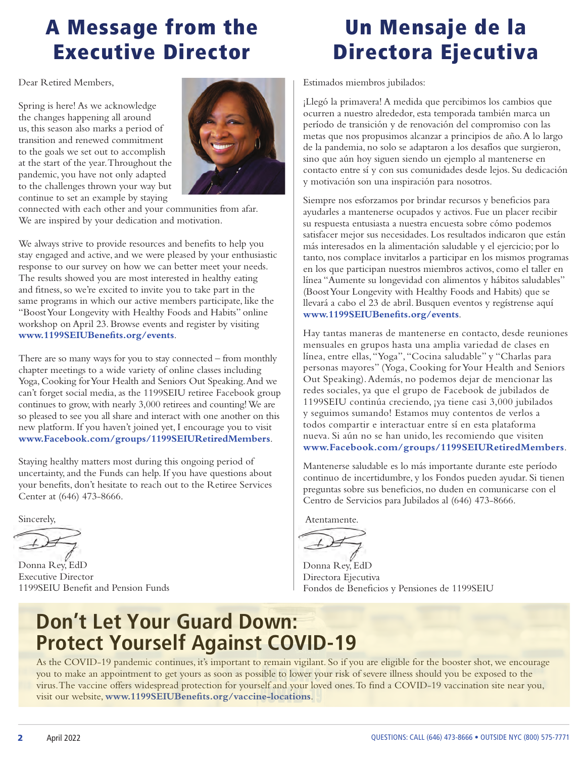# A Message from the Executive Director

Dear Retired Members,

Spring is here! As we acknowledge the changes happening all around us, this season also marks a period of transition and renewed commitment to the goals we set out to accomplish at the start of the year. Throughout the pandemic, you have not only adapted to the challenges thrown your way but continue to set an example by staying connected with each other and your communities from afar. We are inspired by your dedication and motivation.

We always strive to provide resources and benefits to help you stay engaged and active, and we were pleased by your enthusiastic response to our survey on how we can better meet your needs. The results showed you are most interested in healthy eating and fitness, so we're excited to invite you to take part in the same programs in which our active members participate, like the "Boost Your Longevity with Healthy Foods and Habits" online workshop on April 23. Browse events and register by visiting **www.1199SEIUBenefits.org/events**.

There are so many ways for you to stay connected – from monthly chapter meetings to a wide variety of online classes including Yoga, Cooking for Your Health and Seniors Out Speaking. And we can't forget social media, as the 1199SEIU retiree Facebook group continues to grow, with nearly 3,000 retirees and counting! We are so pleased to see you all share and interact with one another on this new platform. If you haven't joined yet, I encourage you to visit **www.Facebook.com/groups/1199SEIURetiredMembers**.

Staying healthy matters most during this ongoing period of uncertainty, and the Funds can help. If you have questions about your benefits, don't hesitate to reach out to the Retiree Services Center at (646) 473-8666.

Sincerely,

Donna Rey, EdD
Executive Director
1199SEIU Benefit and Pension Funds

# Un Mensaje de la Directora Ejecutiva

Estimados miembros jubilados:

¡Llegó la primavera! A medida que percibimos los cambios que ocurren a nuestro alrededor, esta temporada también marca un período de transición y de renovación del compromiso con las metas que nos propusimos alcanzar a principios de año. A lo largo de la pandemia, no solo se adaptaron a los desafíos que surgieron, sino que aún hoy siguen siendo un ejemplo al mantenerse en contacto entre sí y con sus comunidades desde lejos. Su dedicación y motivación son una inspiración para nosotros.

Siempre nos esforzamos por brindar recursos y beneficios para ayudarles a mantenerse ocupados y activos. Fue un placer recibir su respuesta entusiasta a nuestra encuesta sobre cómo podemos satisfacer mejor sus necesidades. Los resultados indicaron que están más interesados en la alimentación saludable y el ejercicio; por lo tanto, nos complace invitarlos a participar en los mismos programas en los que participan nuestros miembros activos, como el taller en línea "Aumente su longevidad con alimentos y hábitos saludables" (Boost Your Longevity with Healthy Foods and Habits) que se llevará a cabo el 23 de abril. Busquen eventos y regístrense aquí **www.1199SEIUBenefits.org/events**.

Hay tantas maneras de mantenerse en contacto, desde reuniones mensuales en grupos hasta una amplia variedad de clases en línea, entre ellas, "Yoga", "Cocina saludable" y "Charlas para personas mayores" (Yoga, Cooking for Your Health and Seniors Out Speaking). Además, no podemos dejar de mencionar las redes sociales, ya que el grupo de Facebook de jubilados de 1199SEIU continúa creciendo, ¡ya tiene casi 3,000 jubilados y seguimos sumando! Estamos muy contentos de verlos a todos compartir e interactuar entre sí en esta plataforma nueva. Si aún no se han unido, les recomiendo que visiten **www.Facebook.com/groups/1199SEIURetiredMembers**.

Mantenerse saludable es lo más importante durante este período continuo de incertidumbre, y los Fondos pueden ayudar. Si tienen preguntas sobre sus beneficios, no duden en comunicarse con el Centro de Servicios para Jubilados al (646) 473-8666.

Atentamente.

Donna Rey, EdD
Directora Ejecutiva
Fondos de Beneficios y Pensiones de 1199SEIU

## Don't Let Your Guard Down: Protect Yourself Against COVID-19

As the COVID-19 pandemic continues, it's important to remain vigilant. So if you are eligible for the booster shot, we encourage you to make an appointment to get yours as soon as possible to lower your risk of severe illness should you be exposed to the virus. The vaccine offers widespread protection for yourself and your loved ones. To find a COVID-19 vaccination site near you, visit our website, **www.1199SEIUBenefits.org/vaccine-locations**.